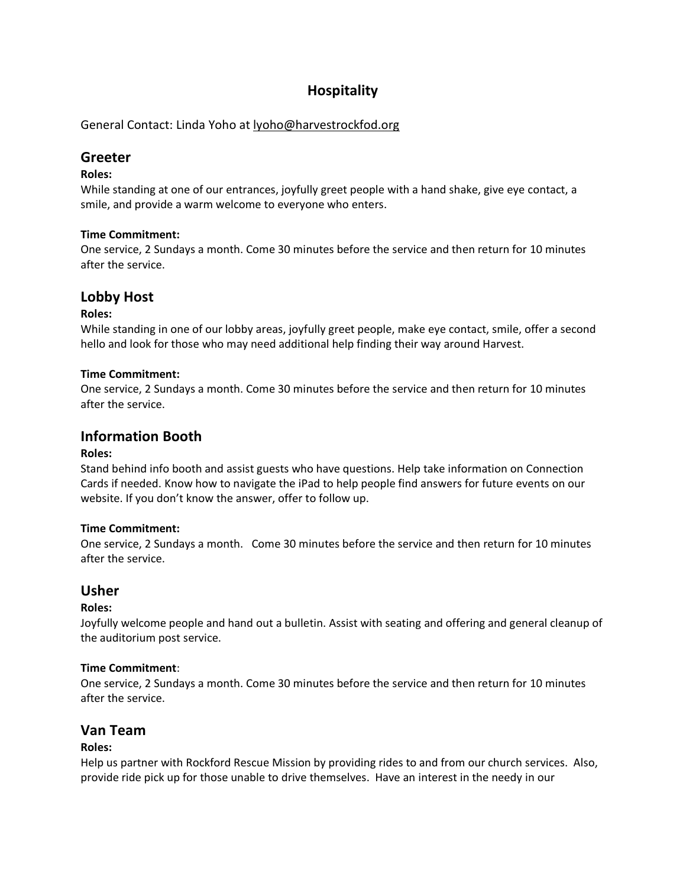# Hospitality

General Contact: Linda Yoho at lyoho@harvestrockfod.org

## Greeter

**Roles:**

While standing at one of our entrances, joyfully greet people with a hand shake, give eye contact, a smile, and provide a warm welcome to everyone who enters.

**Time Commitment:**

One service, 2 Sundays a month. Come 30 minutes before the service and then return for 10 minutes after the service.

## Lobby Host

**Roles:**

While standing in one of our lobby areas, joyfully greet people, make eye contact, smile, offer a second hello and look for those who may need additional help finding their way around Harvest.

**Time Commitment:**

One service, 2 Sundays a month. Come 30 minutes before the service and then return for 10 minutes after the service.

## Information Booth

**Roles:**

Stand behind info booth and assist guests who have questions. Help take information on Connection Cards if needed. Know how to navigate the iPad to help people find answers for future events on our website. If you don't know the answer, offer to follow up.

**Time Commitment:**

One service, 2 Sundays a month. Come 30 minutes before the service and then return for 10 minutes after the service.

## Usher

**Roles:**

Joyfully welcome people and hand out a bulletin. Assist with seating and offering and general cleanup of the auditorium post service.

**Time Commitment**:

One service, 2 Sundays a month. Come 30 minutes before the service and then return for 10 minutes after the service.

## Van Team

**Roles:**

Help us partner with Rockford Rescue Mission by providing rides to and from our church services. Also, provide ride pick up for those unable to drive themselves. Have an interest in the needy in our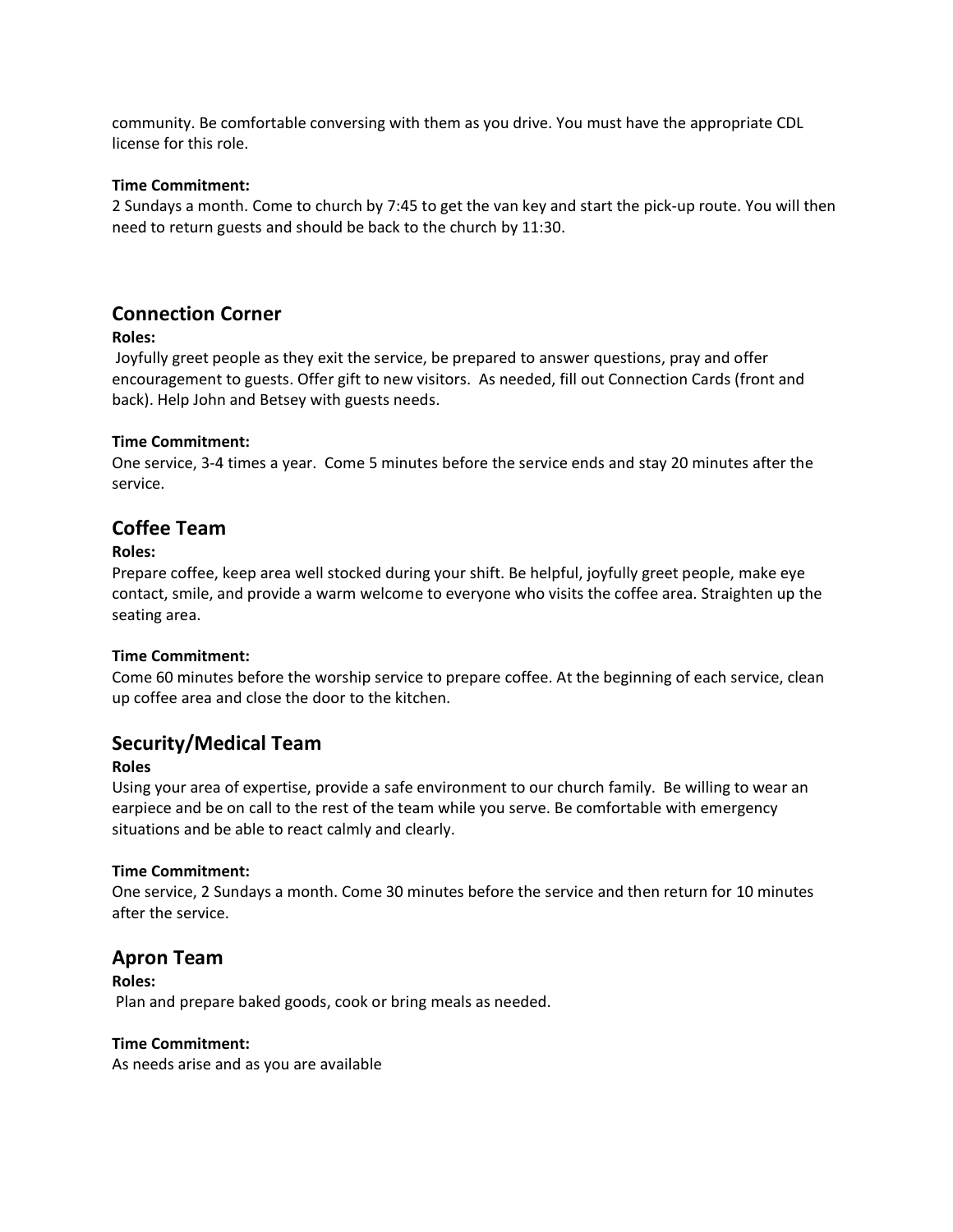community. Be comfortable conversing with them as you drive. You must have the appropriate CDL license for this role.

**Time Commitment:**
2 Sundays a month. Come to church by 7:45 to get the van key and start the pick-up route. You will then need to return guests and should be back to the church by 11:30.

## Connection Corner

**Roles:**
Joyfully greet people as they exit the service, be prepared to answer questions, pray and offer encouragement to guests. Offer gift to new visitors. As needed, fill out Connection Cards (front and back). Help John and Betsey with guests needs.

**Time Commitment:**
One service, 3-4 times a year. Come 5 minutes before the service ends and stay 20 minutes after the service.

## Coffee Team

**Roles:**
Prepare coffee, keep area well stocked during your shift. Be helpful, joyfully greet people, make eye contact, smile, and provide a warm welcome to everyone who visits the coffee area. Straighten up the seating area.

**Time Commitment:**
Come 60 minutes before the worship service to prepare coffee. At the beginning of each service, clean up coffee area and close the door to the kitchen.

## Security/Medical Team

**Roles**
Using your area of expertise, provide a safe environment to our church family. Be willing to wear an earpiece and be on call to the rest of the team while you serve. Be comfortable with emergency situations and be able to react calmly and clearly.

**Time Commitment:**
One service, 2 Sundays a month. Come 30 minutes before the service and then return for 10 minutes after the service.

## Apron Team

**Roles:**
Plan and prepare baked goods, cook or bring meals as needed.

**Time Commitment:**
As needs arise and as you are available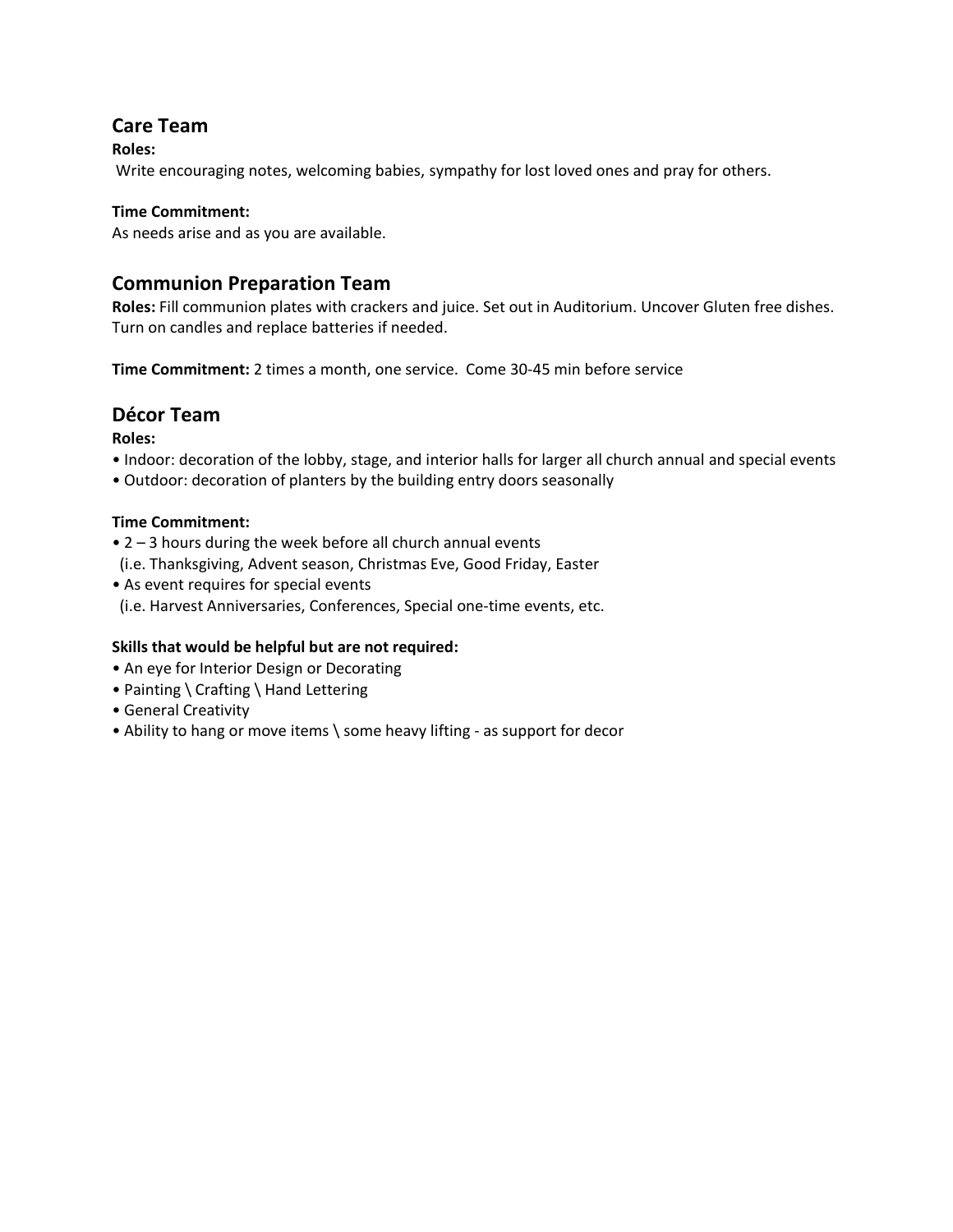## Care Team

**Roles:**

Write encouraging notes, welcoming babies, sympathy for lost loved ones and pray for others.

**Time Commitment:**

As needs arise and as you are available.

## Communion Preparation Team

**Roles:** Fill communion plates with crackers and juice. Set out in Auditorium. Uncover Gluten free dishes. Turn on candles and replace batteries if needed.

**Time Commitment:** 2 times a month, one service. Come 30-45 min before service

## Décor Team

**Roles:**

- Indoor: decoration of the lobby, stage, and interior halls for larger all church annual and special events
- Outdoor: decoration of planters by the building entry doors seasonally

**Time Commitment:**

- 2 – 3 hours during the week before all church annual events
  (i.e. Thanksgiving, Advent season, Christmas Eve, Good Friday, Easter
- As event requires for special events
  (i.e. Harvest Anniversaries, Conferences, Special one-time events, etc.

**Skills that would be helpful but are not required:**

- An eye for Interior Design or Decorating
- Painting \ Crafting \ Hand Lettering
- General Creativity
- Ability to hang or move items \ some heavy lifting - as support for decor